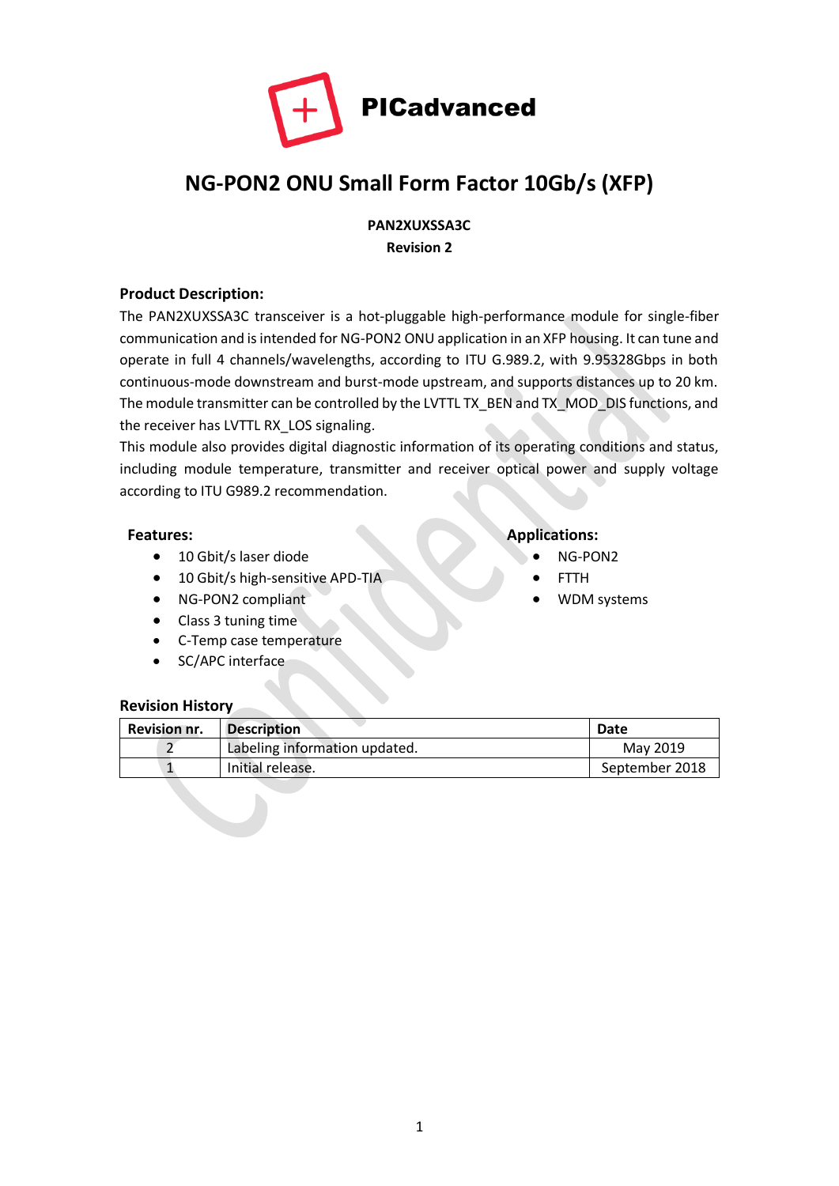PICadvanced

# NG-PON2 ONU Small Form Factor 10Gb/s (XFP)

**PAN2XUXSSA3C**
**Revision 2**

### Product Description:

The PAN2XUXSSA3C transceiver is a hot-pluggable high-performance module for single-fiber communication and is intended for NG-PON2 ONU application in an XFP housing. It can tune and operate in full 4 channels/wavelengths, according to ITU G.989.2, with 9.95328Gbps in both continuous-mode downstream and burst-mode upstream, and supports distances up to 20 km. The module transmitter can be controlled by the LVTTL TX_BEN and TX_MOD_DIS functions, and the receiver has LVTTL RX_LOS signaling.
This module also provides digital diagnostic information of its operating conditions and status, including module temperature, transmitter and receiver optical power and supply voltage according to ITU G989.2 recommendation.

### Features:

- 10 Gbit/s laser diode
- 10 Gbit/s high-sensitive APD-TIA
- NG-PON2 compliant
- Class 3 tuning time
- C-Temp case temperature
- SC/APC interface

### Applications:

- NG-PON2
- FTTH
- WDM systems

### Revision History

| Revision nr. | Description | Date |
|---|---|---|
| 2 | Labeling information updated. | May 2019 |
| 1 | Initial release. | September 2018 |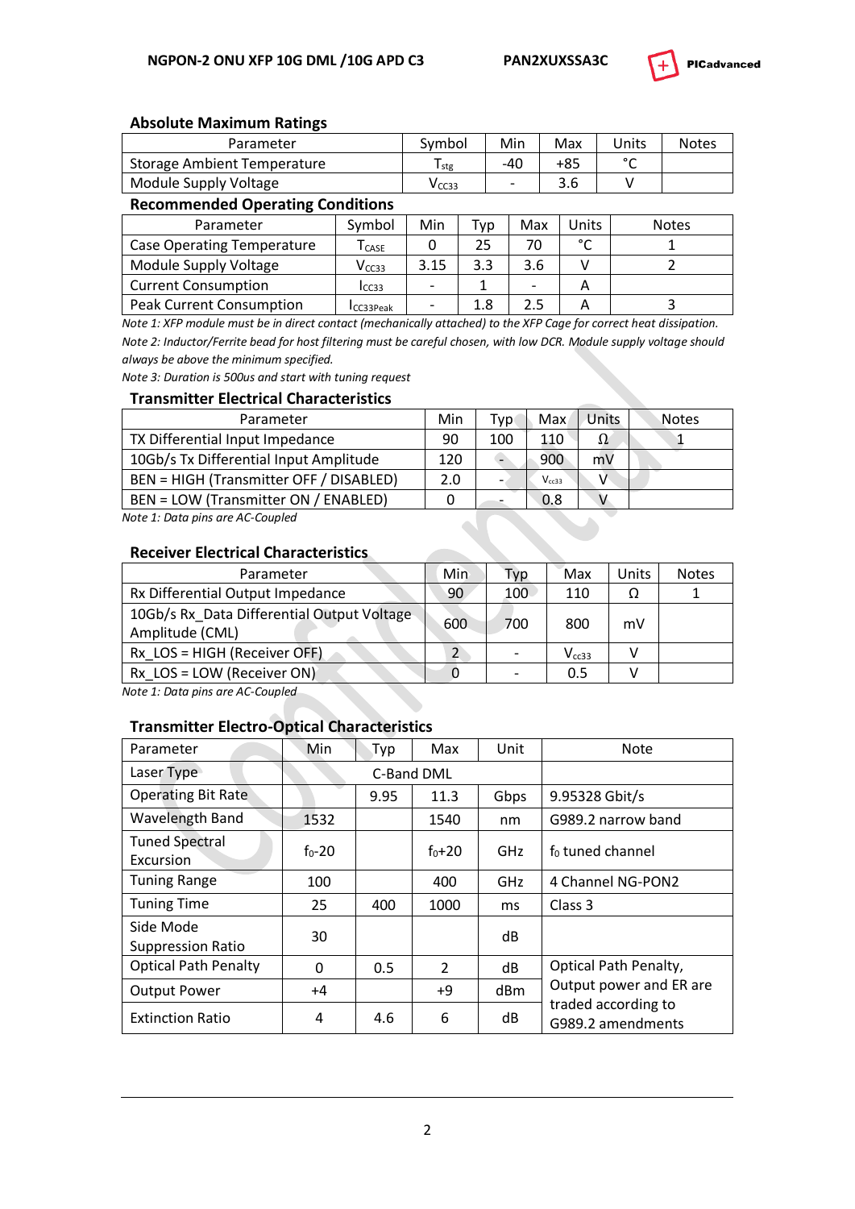### Absolute Maximum Ratings

| Parameter | Symbol | Min | Max | Units | Notes |
|---|---|---|---|---|---|
| Storage Ambient Temperature | $T_{stg}$ | -40 | +85 | °C | |
| Module Supply Voltage | $V_{CC33}$ | - | 3.6 | V | |

### Recommended Operating Conditions

| Parameter | Symbol | Min | Typ | Max | Units | Notes |
|---|---|---|---|---|---|---|
| Case Operating Temperature | $T_{CASE}$ | 0 | 25 | 70 | °C | 1 |
| Module Supply Voltage | $V_{CC33}$ | 3.15 | 3.3 | 3.6 | V | 2 |
| Current Consumption | $I_{CC33}$ | - | 1 | - | A | |
| Peak Current Consumption | $I_{CC33Peak}$ | - | 1.8 | 2.5 | A | 3 |

*Note 1: XFP module must be in direct contact (mechanically attached) to the XFP Cage for correct heat dissipation.*

*Note 2: Inductor/Ferrite bead for host filtering must be careful chosen, with low DCR. Module supply voltage should always be above the minimum specified.*

*Note 3: Duration is 500us and start with tuning request*

### Transmitter Electrical Characteristics

| Parameter | Min | Typ | Max | Units | Notes |
|---|---|---|---|---|---|
| TX Differential Input Impedance | 90 | 100 | 110 | Ω | 1 |
| 10Gb/s Tx Differential Input Amplitude | 120 | - | 900 | mV | |
| BEN = HIGH (Transmitter OFF / DISABLED) | 2.0 | - | $V_{cc33}$ | V | |
| BEN = LOW (Transmitter ON / ENABLED) | 0 | - | 0.8 | V | |

*Note 1: Data pins are AC-Coupled*

### Receiver Electrical Characteristics

| Parameter | Min | Typ | Max | Units | Notes |
|---|---|---|---|---|---|
| Rx Differential Output Impedance | 90 | 100 | 110 | Ω | 1 |
| 10Gb/s Rx_Data Differential Output Voltage Amplitude (CML) | 600 | 700 | 800 | mV | |
| Rx_LOS = HIGH (Receiver OFF) | 2 | - | $V_{cc33}$ | V | |
| Rx_LOS = LOW (Receiver ON) | 0 | - | 0.5 | V | |

*Note 1: Data pins are AC-Coupled*

### Transmitter Electro-Optical Characteristics

| Parameter | Min | Typ | Max | Unit | Note |
|---|---|---|---|---|---|
| Laser Type | | C-Band DML | | | |
| Operating Bit Rate | | 9.95 | 11.3 | Gbps | 9.95328 Gbit/s |
| Wavelength Band | 1532 | | 1540 | nm | G989.2 narrow band |
| Tuned Spectral Excursion | $f_0$-20 | | $f_0$+20 | GHz | $f_0$ tuned channel |
| Tuning Range | 100 | | 400 | GHz | 4 Channel NG-PON2 |
| Tuning Time | 25 | 400 | 1000 | ms | Class 3 |
| Side Mode Suppression Ratio | 30 | | | dB | |
| Optical Path Penalty | 0 | 0.5 | 2 | dB | Optical Path Penalty, Output power and ER are traded according to G989.2 amendments |
| Output Power | +4 | | +9 | dBm | |
| Extinction Ratio | 4 | 4.6 | 6 | dB | |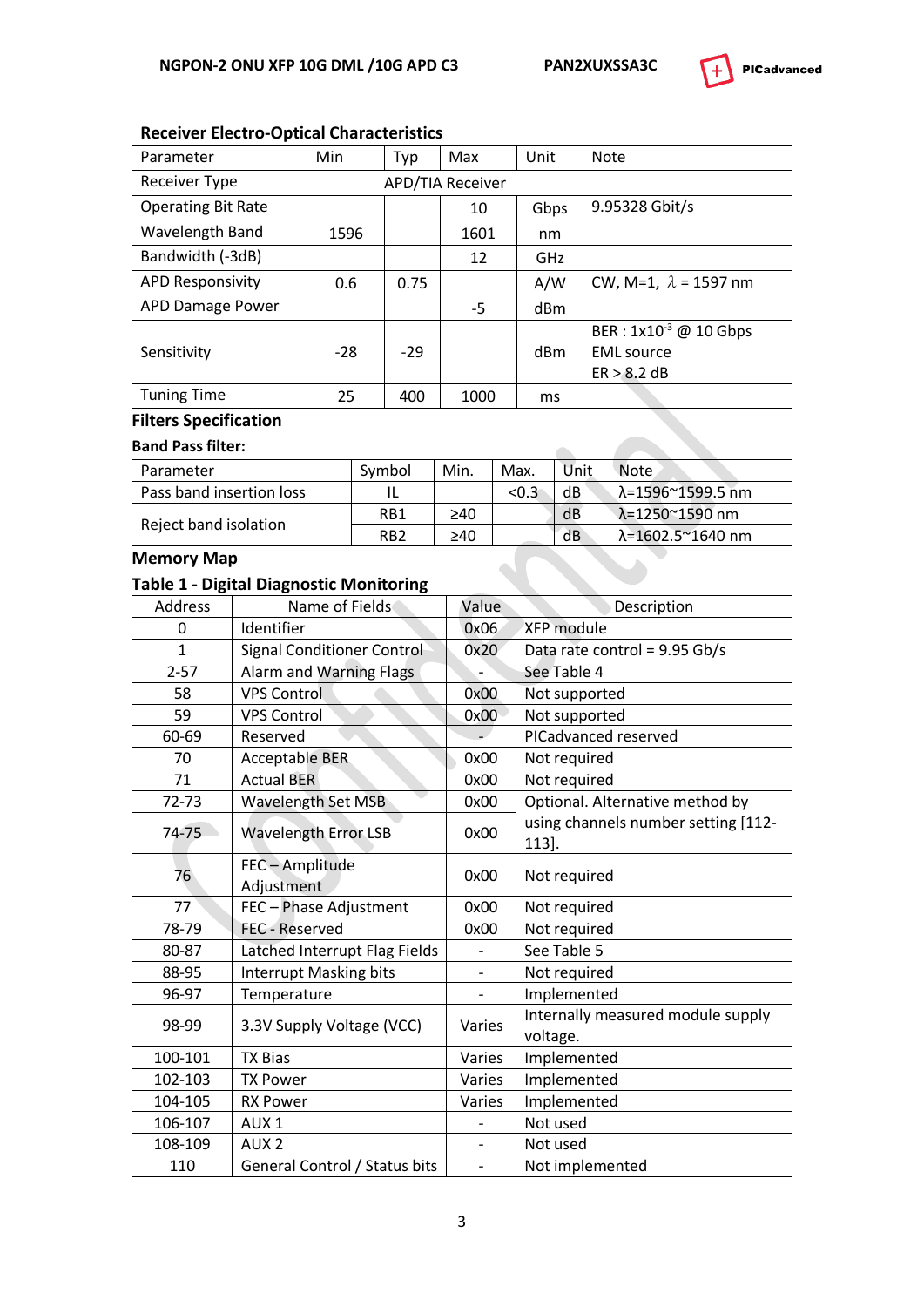### Receiver Electro-Optical Characteristics

| Parameter | Min | Typ | Max | Unit | Note |
|---|---|---|---|---|---|
| Receiver Type | APD/TIA Receiver | | | | |
| Operating Bit Rate | | | 10 | Gbps | 9.95328 Gbit/s |
| Wavelength Band | 1596 | | 1601 | nm | |
| Bandwidth (-3dB) | | | 12 | GHz | |
| APD Responsivity | 0.6 | 0.75 | | A/W | CW, M=1, $\lambda$ = 1597 nm |
| APD Damage Power | | | -5 | dBm | |
| Sensitivity | -28 | -29 | | dBm | BER : $1x10^{-3}$ @ 10 Gbps EML source ER > 8.2 dB |
| Tuning Time | 25 | 400 | 1000 | ms | |

### Filters Specification

**Band Pass filter:**

| Parameter | Symbol | Min. | Max. | Unit | Note |
|---|---|---|---|---|---|
| Pass band insertion loss | IL | | <0.3 | dB | λ=1596~1599.5 nm |
| Reject band isolation | RB1 | ≥40 | | dB | λ=1250~1590 nm |
| | RB2 | ≥40 | | dB | λ=1602.5~1640 nm |

### Memory Map

**Table 1 - Digital Diagnostic Monitoring**

| Address | Name of Fields | Value | Description |
|---|---|---|---|
| 0 | Identifier | 0x06 | XFP module |
| 1 | Signal Conditioner Control | 0x20 | Data rate control = 9.95 Gb/s |
| 2-57 | Alarm and Warning Flags | - | See Table 4 |
| 58 | VPS Control | 0x00 | Not supported |
| 59 | VPS Control | 0x00 | Not supported |
| 60-69 | Reserved | - | PICadvanced reserved |
| 70 | Acceptable BER | 0x00 | Not required |
| 71 | Actual BER | 0x00 | Not required |
| 72-73 | Wavelength Set MSB | 0x00 | Optional. Alternative method by using channels number setting [112-113]. |
| 74-75 | Wavelength Error LSB | 0x00 | |
| 76 | FEC – Amplitude Adjustment | 0x00 | Not required |
| 77 | FEC – Phase Adjustment | 0x00 | Not required |
| 78-79 | FEC - Reserved | 0x00 | Not required |
| 80-87 | Latched Interrupt Flag Fields | - | See Table 5 |
| 88-95 | Interrupt Masking bits | - | Not required |
| 96-97 | Temperature | - | Implemented |
| 98-99 | 3.3V Supply Voltage (VCC) | Varies | Internally measured module supply voltage. |
| 100-101 | TX Bias | Varies | Implemented |
| 102-103 | TX Power | Varies | Implemented |
| 104-105 | RX Power | Varies | Implemented |
| 106-107 | AUX 1 | - | Not used |
| 108-109 | AUX 2 | - | Not used |
| 110 | General Control / Status bits | - | Not implemented |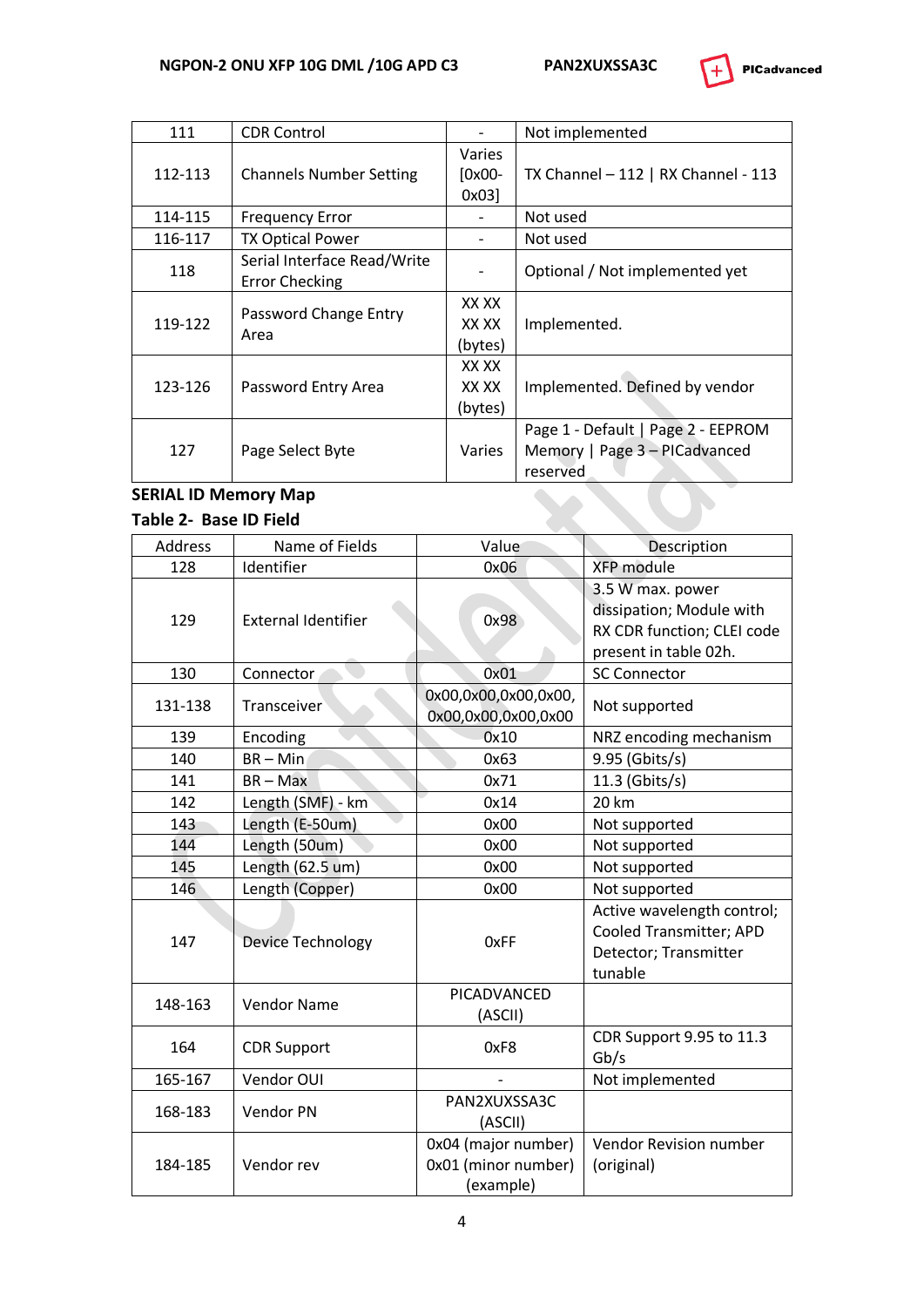| 111 | CDR Control | - | Not implemented |
|---|---|---|---|
| 112-113 | Channels Number Setting | Varies [0x00-0x03] | TX Channel – 112 \| RX Channel - 113 |
| 114-115 | Frequency Error | - | Not used |
| 116-117 | TX Optical Power | - | Not used |
| 118 | Serial Interface Read/Write Error Checking | - | Optional / Not implemented yet |
| 119-122 | Password Change Entry Area | XX XX XX XX (bytes) | Implemented. |
| 123-126 | Password Entry Area | XX XX XX XX (bytes) | Implemented. Defined by vendor |
| 127 | Page Select Byte | Varies | Page 1 - Default \| Page 2 - EEPROM Memory \| Page 3 – PICadvanced reserved |

**SERIAL ID Memory Map**

**Table 2- Base ID Field**

| Address | Name of Fields | Value | Description |
|---|---|---|---|
| 128 | Identifier | 0x06 | XFP module |
| 129 | External Identifier | 0x98 | 3.5 W max. power dissipation; Module with RX CDR function; CLEI code present in table 02h. |
| 130 | Connector | 0x01 | SC Connector |
| 131-138 | Transceiver | 0x00,0x00,0x00,0x00, 0x00,0x00,0x00,0x00 | Not supported |
| 139 | Encoding | 0x10 | NRZ encoding mechanism |
| 140 | BR – Min | 0x63 | 9.95 (Gbits/s) |
| 141 | BR – Max | 0x71 | 11.3 (Gbits/s) |
| 142 | Length (SMF) - km | 0x14 | 20 km |
| 143 | Length (E-50um) | 0x00 | Not supported |
| 144 | Length (50um) | 0x00 | Not supported |
| 145 | Length (62.5 um) | 0x00 | Not supported |
| 146 | Length (Copper) | 0x00 | Not supported |
| 147 | Device Technology | 0xFF | Active wavelength control; Cooled Transmitter; APD Detector; Transmitter tunable |
| 148-163 | Vendor Name | PICADVANCED (ASCII) | |
| 164 | CDR Support | 0xF8 | CDR Support 9.95 to 11.3 Gb/s |
| 165-167 | Vendor OUI | - | Not implemented |
| 168-183 | Vendor PN | PAN2XUXSSA3C (ASCII) | |
| 184-185 | Vendor rev | 0x04 (major number) 0x01 (minor number) (example) | Vendor Revision number (original) |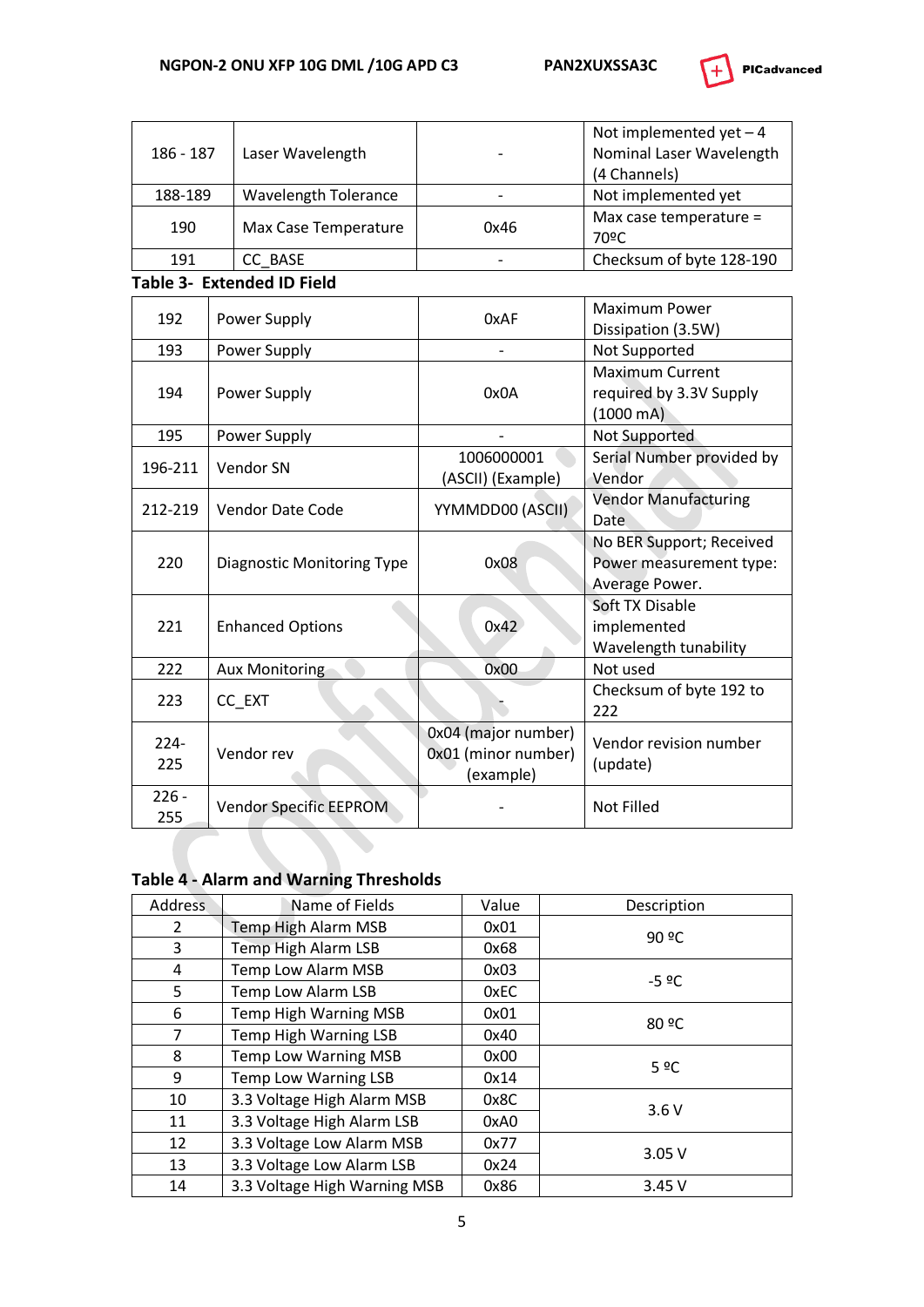| 186 - 187 | Laser Wavelength | - | Not implemented yet – 4 Nominal Laser Wavelength (4 Channels) |
|---|---|---|---|
| 188-189 | Wavelength Tolerance | - | Not implemented yet |
| 190 | Max Case Temperature | 0x46 | Max case temperature = 70ºC |
| 191 | CC_BASE | - | Checksum of byte 128-190 |

**Table 3- Extended ID Field**

| 192 | Power Supply | 0xAF | Maximum Power Dissipation (3.5W) |
|---|---|---|---|
| 193 | Power Supply | - | Not Supported |
| 194 | Power Supply | 0x0A | Maximum Current required by 3.3V Supply (1000 mA) |
| 195 | Power Supply | - | Not Supported |
| 196-211 | Vendor SN | 1006000001 (ASCII) (Example) | Serial Number provided by Vendor |
| 212-219 | Vendor Date Code | YYMMDD00 (ASCII) | Vendor Manufacturing Date |
| 220 | Diagnostic Monitoring Type | 0x08 | No BER Support; Received Power measurement type: Average Power. |
| 221 | Enhanced Options | 0x42 | Soft TX Disable implemented Wavelength tunability |
| 222 | Aux Monitoring | 0x00 | Not used |
| 223 | CC_EXT | - | Checksum of byte 192 to 222 |
| 224-225 | Vendor rev | 0x04 (major number) 0x01 (minor number) (example) | Vendor revision number (update) |
| 226 - 255 | Vendor Specific EEPROM | - | Not Filled |

**Table 4 - Alarm and Warning Thresholds**

| Address | Name of Fields | Value | Description |
|---|---|---|---|
| 2 | Temp High Alarm MSB | 0x01 | 90 ºC |
| 3 | Temp High Alarm LSB | 0x68 | |
| 4 | Temp Low Alarm MSB | 0x03 | -5 ºC |
| 5 | Temp Low Alarm LSB | 0xEC | |
| 6 | Temp High Warning MSB | 0x01 | 80 ºC |
| 7 | Temp High Warning LSB | 0x40 | |
| 8 | Temp Low Warning MSB | 0x00 | 5 ºC |
| 9 | Temp Low Warning LSB | 0x14 | |
| 10 | 3.3 Voltage High Alarm MSB | 0x8C | 3.6 V |
| 11 | 3.3 Voltage High Alarm LSB | 0xA0 | |
| 12 | 3.3 Voltage Low Alarm MSB | 0x77 | 3.05 V |
| 13 | 3.3 Voltage Low Alarm LSB | 0x24 | |
| 14 | 3.3 Voltage High Warning MSB | 0x86 | 3.45 V |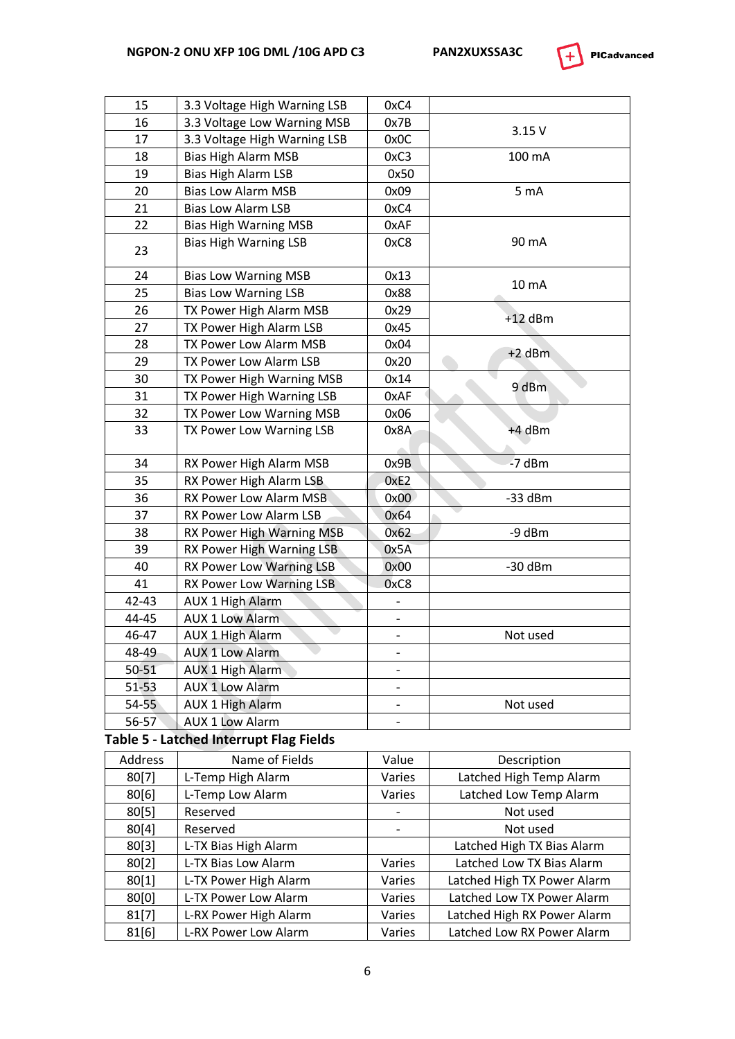| | | | |
|---|---|---|---|
| 15 | 3.3 Voltage High Warning LSB | 0xC4 | |
| 16 | 3.3 Voltage Low Warning MSB | 0x7B | 3.15 V |
| 17 | 3.3 Voltage High Warning LSB | 0x0C | |
| 18 | Bias High Alarm MSB | 0xC3 | 100 mA |
| 19 | Bias High Alarm LSB | 0x50 | |
| 20 | Bias Low Alarm MSB | 0x09 | 5 mA |
| 21 | Bias Low Alarm LSB | 0xC4 | |
| 22 | Bias High Warning MSB | 0xAF | 90 mA |
| 23 | Bias High Warning LSB | 0xC8 | |
| 24 | Bias Low Warning MSB | 0x13 | 10 mA |
| 25 | Bias Low Warning LSB | 0x88 | |
| 26 | TX Power High Alarm MSB | 0x29 | +12 dBm |
| 27 | TX Power High Alarm LSB | 0x45 | |
| 28 | TX Power Low Alarm MSB | 0x04 | +2 dBm |
| 29 | TX Power Low Alarm LSB | 0x20 | |
| 30 | TX Power High Warning MSB | 0x14 | 9 dBm |
| 31 | TX Power High Warning LSB | 0xAF | |
| 32 | TX Power Low Warning MSB | 0x06 | +4 dBm |
| 33 | TX Power Low Warning LSB | 0x8A | |
| 34 | RX Power High Alarm MSB | 0x9B | -7 dBm |
| 35 | RX Power High Alarm LSB | 0xE2 | |
| 36 | RX Power Low Alarm MSB | 0x00 | -33 dBm |
| 37 | RX Power Low Alarm LSB | 0x64 | |
| 38 | RX Power High Warning MSB | 0x62 | -9 dBm |
| 39 | RX Power High Warning LSB | 0x5A | |
| 40 | RX Power Low Warning LSB | 0x00 | -30 dBm |
| 41 | RX Power Low Warning LSB | 0xC8 | |
| 42-43 | AUX 1 High Alarm | - | |
| 44-45 | AUX 1 Low Alarm | - | |
| 46-47 | AUX 1 High Alarm | - | Not used |
| 48-49 | AUX 1 Low Alarm | - | |
| 50-51 | AUX 1 High Alarm | - | |
| 51-53 | AUX 1 Low Alarm | - | |
| 54-55 | AUX 1 High Alarm | - | Not used |
| 56-57 | AUX 1 Low Alarm | - | |

**Table 5 - Latched Interrupt Flag Fields**

| Address | Name of Fields | Value | Description |
|---|---|---|---|
| 80[7] | L-Temp High Alarm | Varies | Latched High Temp Alarm |
| 80[6] | L-Temp Low Alarm | Varies | Latched Low Temp Alarm |
| 80[5] | Reserved | - | Not used |
| 80[4] | Reserved | - | Not used |
| 80[3] | L-TX Bias High Alarm | | Latched High TX Bias Alarm |
| 80[2] | L-TX Bias Low Alarm | Varies | Latched Low TX Bias Alarm |
| 80[1] | L-TX Power High Alarm | Varies | Latched High TX Power Alarm |
| 80[0] | L-TX Power Low Alarm | Varies | Latched Low TX Power Alarm |
| 81[7] | L-RX Power High Alarm | Varies | Latched High RX Power Alarm |
| 81[6] | L-RX Power Low Alarm | Varies | Latched Low RX Power Alarm |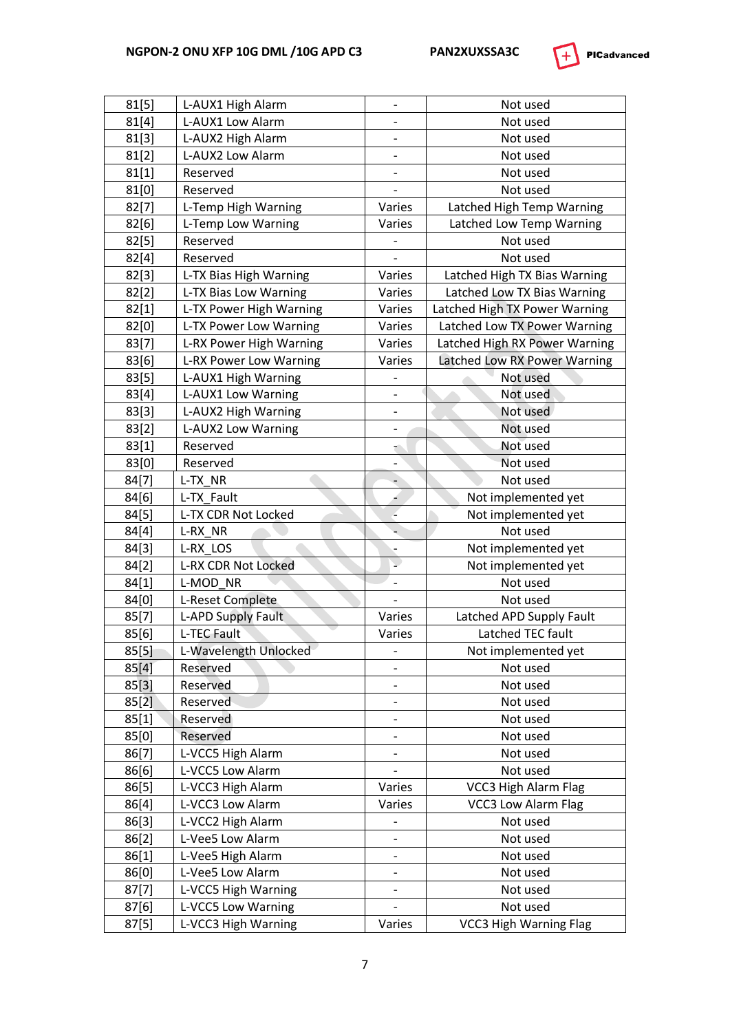| 81[5] | L-AUX1 High Alarm | - | Not used |
|---|---|---|---|
| 81[4] | L-AUX1 Low Alarm | - | Not used |
| 81[3] | L-AUX2 High Alarm | - | Not used |
| 81[2] | L-AUX2 Low Alarm | - | Not used |
| 81[1] | Reserved | - | Not used |
| 81[0] | Reserved | - | Not used |
| 82[7] | L-Temp High Warning | Varies | Latched High Temp Warning |
| 82[6] | L-Temp Low Warning | Varies | Latched Low Temp Warning |
| 82[5] | Reserved | - | Not used |
| 82[4] | Reserved | - | Not used |
| 82[3] | L-TX Bias High Warning | Varies | Latched High TX Bias Warning |
| 82[2] | L-TX Bias Low Warning | Varies | Latched Low TX Bias Warning |
| 82[1] | L-TX Power High Warning | Varies | Latched High TX Power Warning |
| 82[0] | L-TX Power Low Warning | Varies | Latched Low TX Power Warning |
| 83[7] | L-RX Power High Warning | Varies | Latched High RX Power Warning |
| 83[6] | L-RX Power Low Warning | Varies | Latched Low RX Power Warning |
| 83[5] | L-AUX1 High Warning | - | Not used |
| 83[4] | L-AUX1 Low Warning | - | Not used |
| 83[3] | L-AUX2 High Warning | - | Not used |
| 83[2] | L-AUX2 Low Warning | - | Not used |
| 83[1] | Reserved | - | Not used |
| 83[0] | Reserved | - | Not used |
| 84[7] | L-TX_NR | - | Not used |
| 84[6] | L-TX_Fault | - | Not implemented yet |
| 84[5] | L-TX CDR Not Locked | - | Not implemented yet |
| 84[4] | L-RX_NR | - | Not used |
| 84[3] | L-RX_LOS | - | Not implemented yet |
| 84[2] | L-RX CDR Not Locked | - | Not implemented yet |
| 84[1] | L-MOD_NR | - | Not used |
| 84[0] | L-Reset Complete | - | Not used |
| 85[7] | L-APD Supply Fault | Varies | Latched APD Supply Fault |
| 85[6] | L-TEC Fault | Varies | Latched TEC fault |
| 85[5] | L-Wavelength Unlocked | - | Not implemented yet |
| 85[4] | Reserved | - | Not used |
| 85[3] | Reserved | - | Not used |
| 85[2] | Reserved | - | Not used |
| 85[1] | Reserved | - | Not used |
| 85[0] | Reserved | - | Not used |
| 86[7] | L-VCC5 High Alarm | - | Not used |
| 86[6] | L-VCC5 Low Alarm | - | Not used |
| 86[5] | L-VCC3 High Alarm | Varies | VCC3 High Alarm Flag |
| 86[4] | L-VCC3 Low Alarm | Varies | VCC3 Low Alarm Flag |
| 86[3] | L-VCC2 High Alarm | - | Not used |
| 86[2] | L-Vee5 Low Alarm | - | Not used |
| 86[1] | L-Vee5 High Alarm | - | Not used |
| 86[0] | L-Vee5 Low Alarm | - | Not used |
| 87[7] | L-VCC5 High Warning | - | Not used |
| 87[6] | L-VCC5 Low Warning | - | Not used |
| 87[5] | L-VCC3 High Warning | Varies | VCC3 High Warning Flag |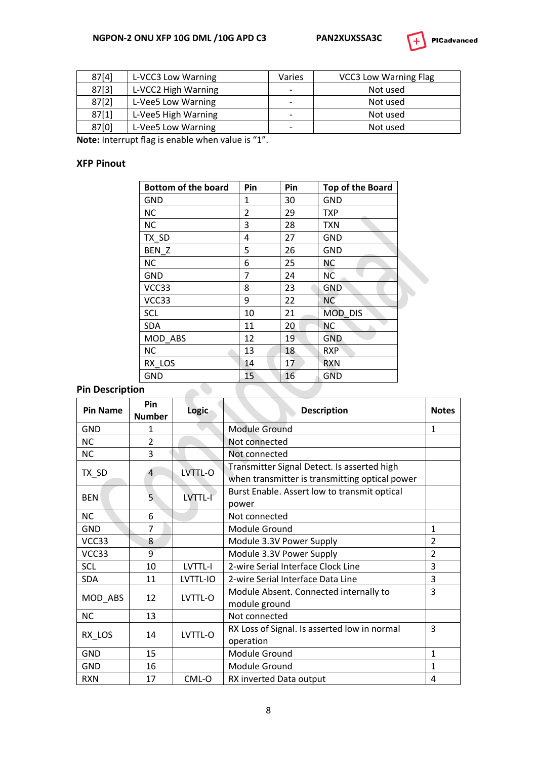| 87[4] | L-VCC3 Low Warning | Varies | VCC3 Low Warning Flag |
|---|---|---|---|
| 87[3] | L-VCC2 High Warning | - | Not used |
| 87[2] | L-Vee5 Low Warning | - | Not used |
| 87[1] | L-Vee5 High Warning | - | Not used |
| 87[0] | L-Vee5 Low Warning | - | Not used |

**Note:** Interrupt flag is enable when value is “1”.

### XFP Pinout

| Bottom of the board | Pin | Pin | Top of the Board |
|---|---|---|---|
| GND | 1 | 30 | GND |
| NC | 2 | 29 | TXP |
| NC | 3 | 28 | TXN |
| TX_SD | 4 | 27 | GND |
| BEN_Z | 5 | 26 | GND |
| NC | 6 | 25 | NC |
| GND | 7 | 24 | NC |
| VCC33 | 8 | 23 | GND |
| VCC33 | 9 | 22 | NC |
| SCL | 10 | 21 | MOD_DIS |
| SDA | 11 | 20 | NC |
| MOD_ABS | 12 | 19 | GND |
| NC | 13 | 18 | RXP |
| RX_LOS | 14 | 17 | RXN |
| GND | 15 | 16 | GND |

### Pin Description

| Pin Name | Pin Number | Logic | Description | Notes |
|---|---|---|---|---|
| GND | 1 | | Module Ground | 1 |
| NC | 2 | | Not connected | |
| NC | 3 | | Not connected | |
| TX_SD | 4 | LVTTL-O | Transmitter Signal Detect. Is asserted high when transmitter is transmitting optical power | |
| BEN | 5 | LVTTL-I | Burst Enable. Assert low to transmit optical power | |
| NC | 6 | | Not connected | |
| GND | 7 | | Module Ground | 1 |
| VCC33 | 8 | | Module 3.3V Power Supply | 2 |
| VCC33 | 9 | | Module 3.3V Power Supply | 2 |
| SCL | 10 | LVTTL-I | 2-wire Serial Interface Clock Line | 3 |
| SDA | 11 | LVTTL-IO | 2-wire Serial Interface Data Line | 3 |
| MOD_ABS | 12 | LVTTL-O | Module Absent. Connected internally to module ground | 3 |
| NC | 13 | | Not connected | |
| RX_LOS | 14 | LVTTL-O | RX Loss of Signal. Is asserted low in normal operation | 3 |
| GND | 15 | | Module Ground | 1 |
| GND | 16 | | Module Ground | 1 |
| RXN | 17 | CML-O | RX inverted Data output | 4 |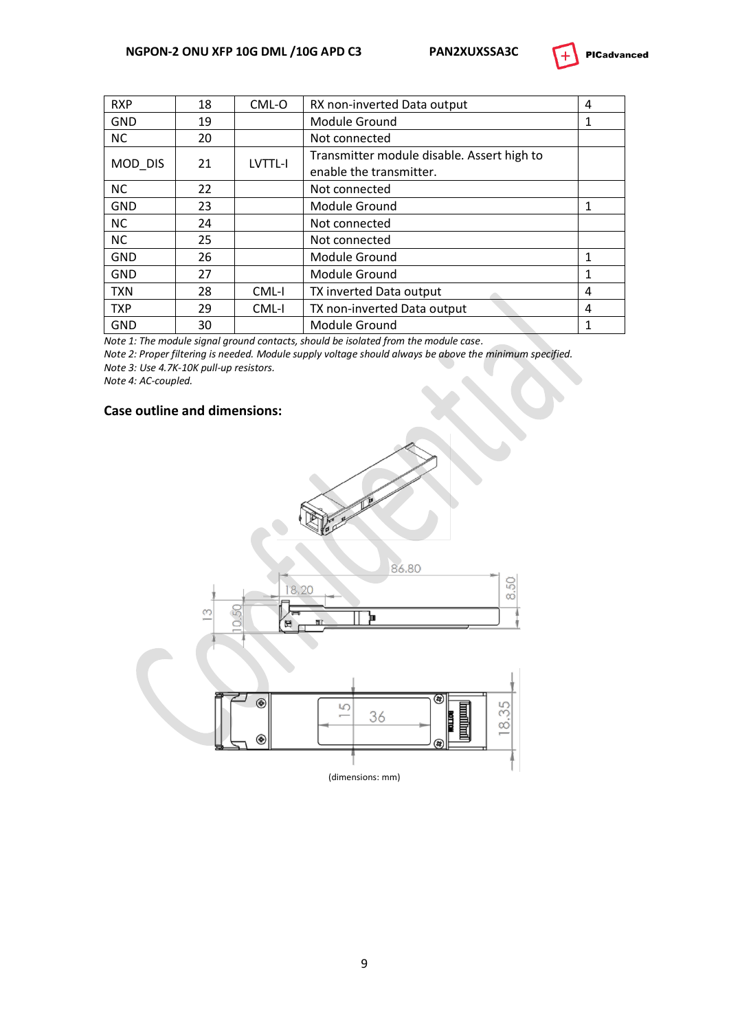| RXP | 18 | CML-O | RX non-inverted Data output | 4 |
|---|---|---|---|---|
| GND | 19 | | Module Ground | 1 |
| NC | 20 | | Not connected | |
| MOD_DIS | 21 | LVTTL-I | Transmitter module disable. Assert high to enable the transmitter. | |
| NC | 22 | | Not connected | |
| GND | 23 | | Module Ground | 1 |
| NC | 24 | | Not connected | |
| NC | 25 | | Not connected | |
| GND | 26 | | Module Ground | 1 |
| GND | 27 | | Module Ground | 1 |
| TXN | 28 | CML-I | TX inverted Data output | 4 |
| TXP | 29 | CML-I | TX non-inverted Data output | 4 |
| GND | 30 | | Module Ground | 1 |

*Note 1: The module signal ground contacts, should be isolated from the module case.*
*Note 2: Proper filtering is needed. Module supply voltage should always be above the minimum specified.*
*Note 3: Use 4.7K-10K pull-up resistors.*
*Note 4: AC-coupled.*

### Case outline and dimensions:

(dimensions: mm)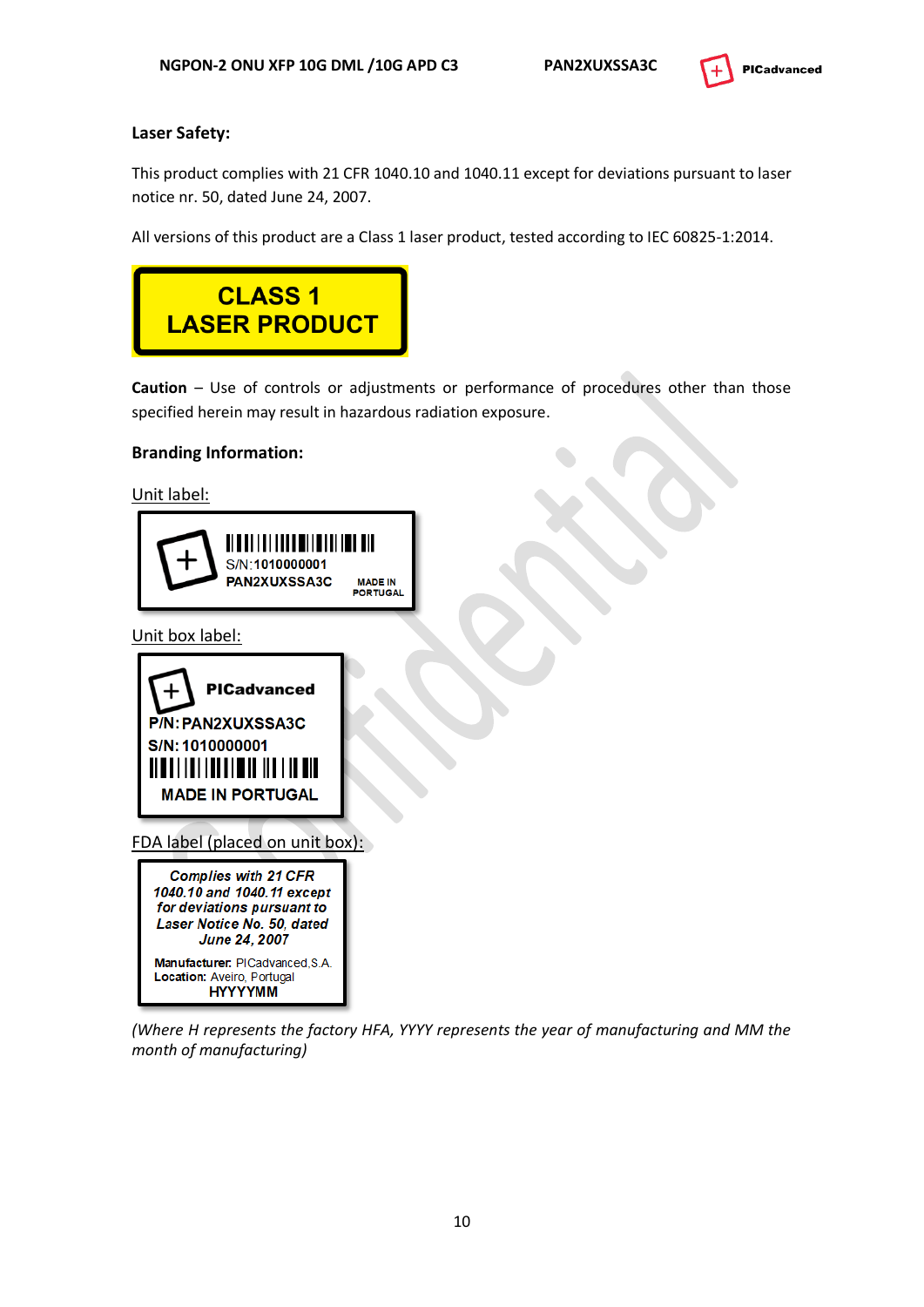**Laser Safety:**

This product complies with 21 CFR 1040.10 and 1040.11 except for deviations pursuant to laser notice nr. 50, dated June 24, 2007.

All versions of this product are a Class 1 laser product, tested according to IEC 60825-1:2014.

**CLASS 1**
**LASER PRODUCT**

**Caution** – Use of controls or adjustments or performance of procedures other than those specified herein may result in hazardous radiation exposure.

**Branding Information:**

Unit label:

S/N:1010000001
PAN2XUXSSA3C
MADE IN PORTUGAL

Unit box label:

PICadvanced
P/N: PAN2XUXSSA3C
S/N: 1010000001
MADE IN PORTUGAL

FDA label (placed on unit box):

*Complies with 21 CFR 1040.10 and 1040.11 except for deviations pursuant to Laser Notice No. 50, dated June 24, 2007*

**Manufacturer:** PICadvanced,S.A.
**Location:** Aveiro, Portugal
HYYYYMM

*(Where H represents the factory HFA, YYYY represents the year of manufacturing and MM the month of manufacturing)*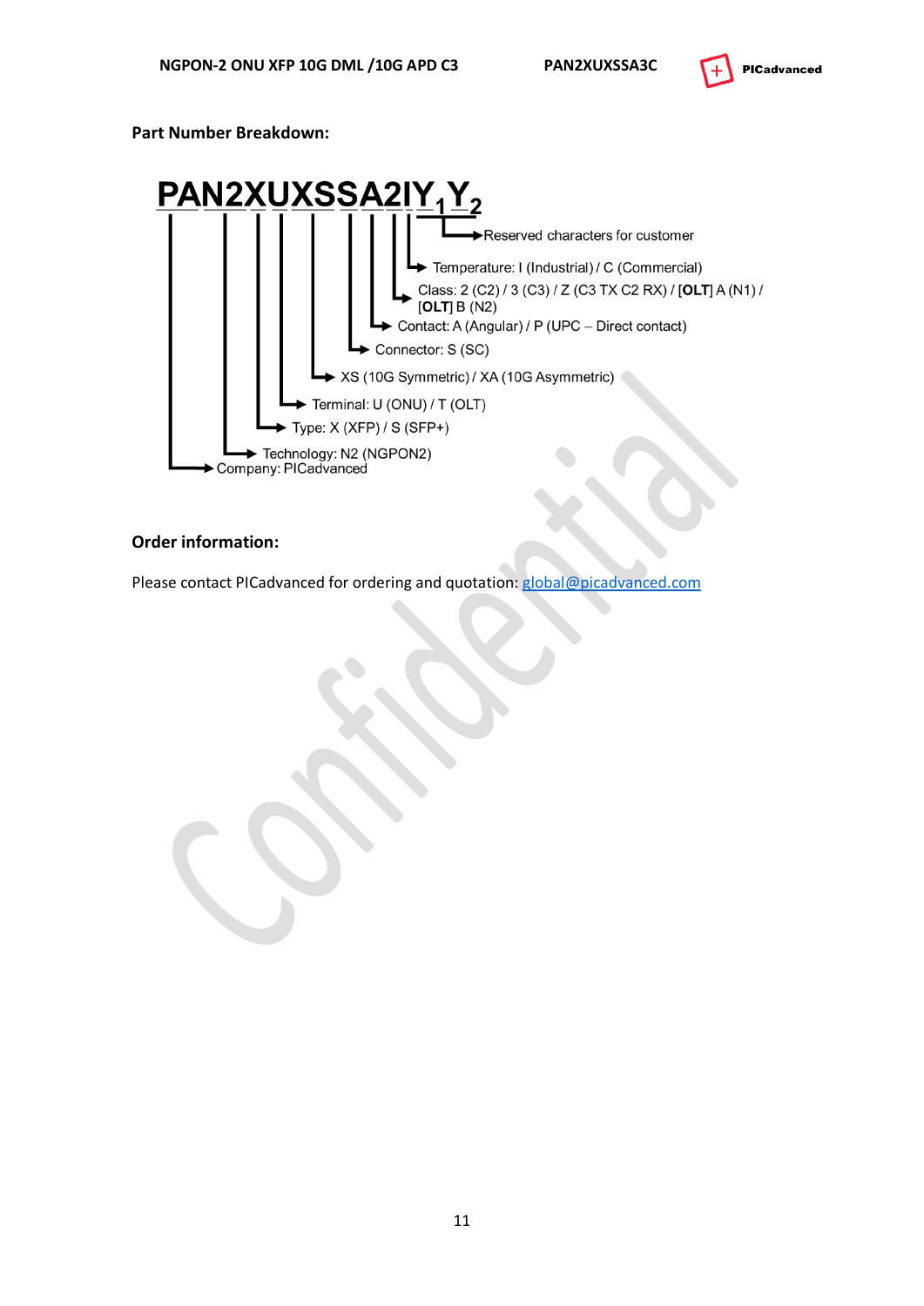**Part Number Breakdown:**

PAN2XUXSSA2I$Y_1Y_2$

- Reserved characters for customer
- Temperature: I (Industrial) / C (Commercial)
- Class: 2 (C2) / 3 (C3) / Z (C3 TX C2 RX) / **[OLT]** A (N1) / [OLT] B (N2)
- Contact: A (Angular) / P (UPC – Direct contact)
- Connector: S (SC)
- XS (10G Symmetric) / XA (10G Asymmetric)
- Terminal: U (ONU) / T (OLT)
- Type: X (XFP) / S (SFP+)
- Technology: N2 (NGPON2)
- Company: PICadvanced

**Order information:**

Please contact PICadvanced for ordering and quotation: global@picadvanced.com